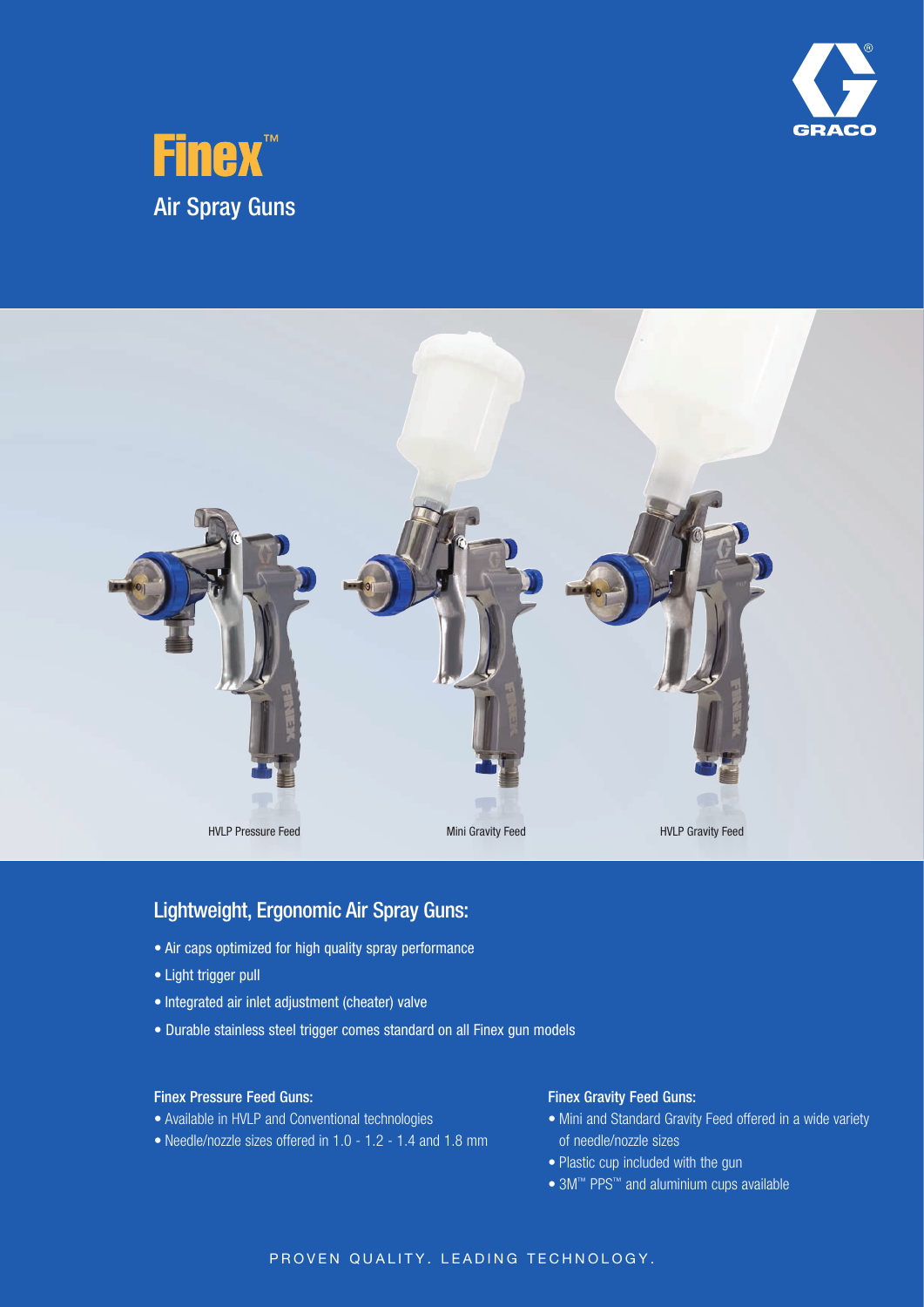# Finex™

## Air Spray Guns

HVLP Pressure Feed

Mini Gravity Feed

HVLP Gravity Feed

## Lightweight, Ergonomic Air Spray Guns:

- Air caps optimized for high quality spray performance
- Light trigger pull
- Integrated air inlet adjustment (cheater) valve
- Durable stainless steel trigger comes standard on all Finex gun models

### Finex Pressure Feed Guns:

- Available in HVLP and Conventional technologies
- Needle/nozzle sizes offered in 1.0 - 1.2 - 1.4 and 1.8 mm

### Finex Gravity Feed Guns:

- Mini and Standard Gravity Feed offered in a wide variety of needle/nozzle sizes
- Plastic cup included with the gun
- 3M™ PPS™ and aluminium cups available

PROVEN QUALITY. LEADING TECHNOLOGY.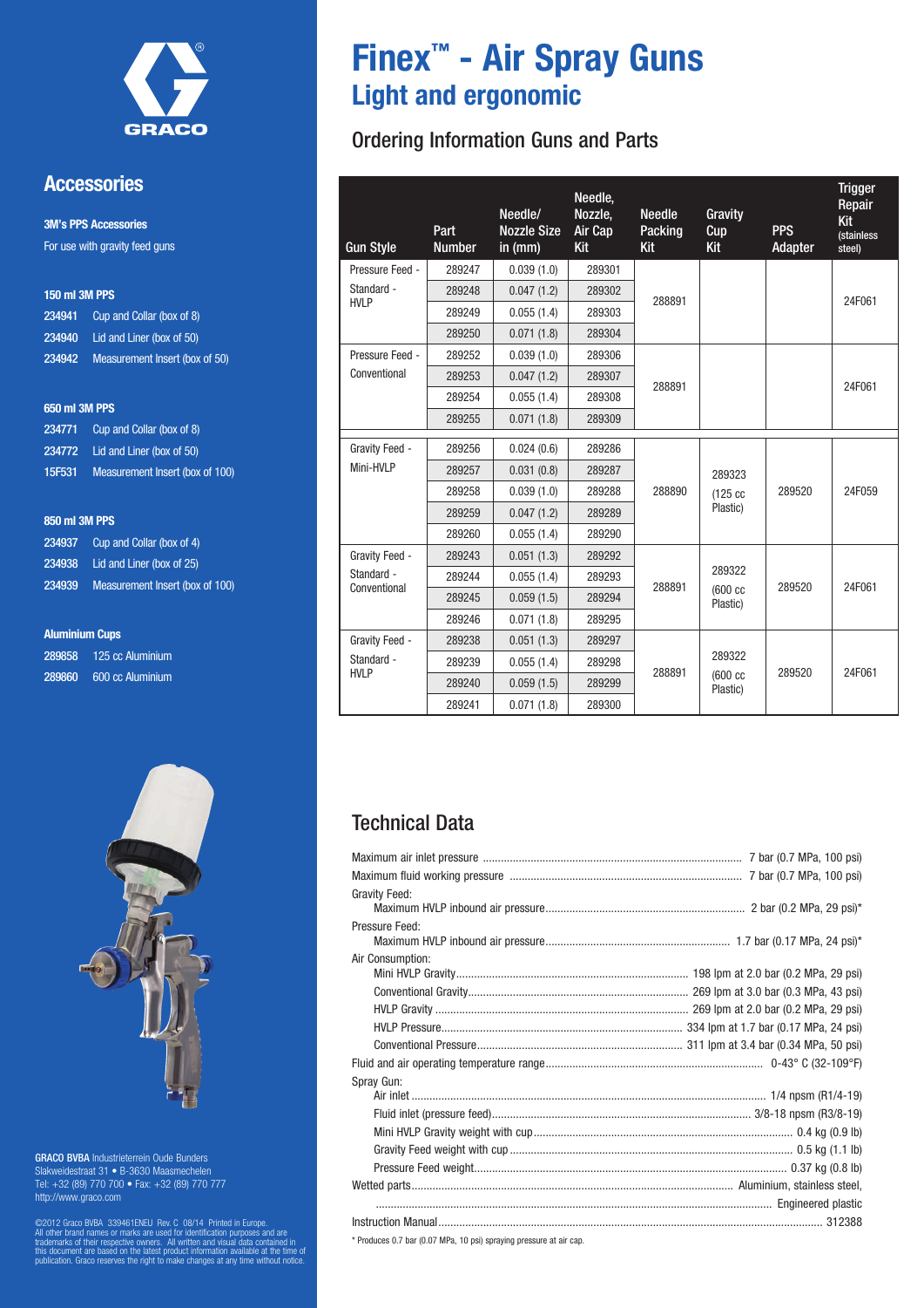# Finex™ - Air Spray Guns

## Light and ergonomic

### Ordering Information Guns and Parts

| Gun Style | Part Number | Needle/ Nozzle Size in (mm) | Needle, Nozzle, Air Cap Kit | Needle Packing Kit | Gravity Cup Kit | PPS Adapter | Trigger Repair Kit (stainless steel) |
|---|---|---|---|---|---|---|---|
| Pressure Feed - Standard - HVLP | 289247 | 0.039 (1.0) | 289301 | 288891 | | | 24F061 |
| | 289248 | 0.047 (1.2) | 289302 | | | | |
| | 289249 | 0.055 (1.4) | 289303 | | | | |
| | 289250 | 0.071 (1.8) | 289304 | | | | |
| Pressure Feed - Conventional | 289252 | 0.039 (1.0) | 289306 | 288891 | | | 24F061 |
| | 289253 | 0.047 (1.2) | 289307 | | | | |
| | 289254 | 0.055 (1.4) | 289308 | | | | |
| | 289255 | 0.071 (1.8) | 289309 | | | | |
| Gravity Feed - Mini-HVLP | 289256 | 0.024 (0.6) | 289286 | 288890 | 289323 (125 cc Plastic) | 289520 | 24F059 |
| | 289257 | 0.031 (0.8) | 289287 | | | | |
| | 289258 | 0.039 (1.0) | 289288 | | | | |
| | 289259 | 0.047 (1.2) | 289289 | | | | |
| | 289260 | 0.055 (1.4) | 289290 | | | | |
| Gravity Feed - Standard - Conventional | 289243 | 0.051 (1.3) | 289292 | 288891 | 289322 (600 cc Plastic) | 289520 | 24F061 |
| | 289244 | 0.055 (1.4) | 289293 | | | | |
| | 289245 | 0.059 (1.5) | 289294 | | | | |
| | 289246 | 0.071 (1.8) | 289295 | | | | |
| Gravity Feed - Standard - HVLP | 289238 | 0.051 (1.3) | 289297 | 288891 | 289322 (600 cc Plastic) | 289520 | 24F061 |
| | 289239 | 0.055 (1.4) | 289298 | | | | |
| | 289240 | 0.059 (1.5) | 289299 | | | | |
| | 289241 | 0.071 (1.8) | 289300 | | | | |

## Accessories

**3M's PPS Accessories**

For use with gravity feed guns

**150 ml 3M PPS**

- **234941** Cup and Collar (box of 8)
- **234940** Lid and Liner (box of 50)
- **234942** Measurement Insert (box of 50)

**650 ml 3M PPS**

- **234771** Cup and Collar (box of 8)
- **234772** Lid and Liner (box of 50)
- **15F531** Measurement Insert (box of 100)

**850 ml 3M PPS**

- **234937** Cup and Collar (box of 4)
- **234938** Lid and Liner (box of 25)
- **234939** Measurement Insert (box of 100)

**Aluminium Cups**

- **289858** 125 cc Aluminium
- **289860** 600 cc Aluminium

## Technical Data

Maximum air inlet pressure ........ 7 bar (0.7 MPa, 100 psi)
Maximum fluid working pressure ........ 7 bar (0.7 MPa, 100 psi)

Gravity Feed:
- Maximum HVLP inbound air pressure ........ 2 bar (0.2 MPa, 29 psi)*

Pressure Feed:
- Maximum HVLP inbound air pressure ........ 1.7 bar (0.17 MPa, 24 psi)*

Air Consumption:
- Mini HVLP Gravity ........ 198 lpm at 2.0 bar (0.2 MPa, 29 psi)
- Conventional Gravity ........ 269 lpm at 3.0 bar (0.3 MPa, 43 psi)
- HVLP Gravity ........ 269 lpm at 2.0 bar (0.2 MPa, 29 psi)
- HVLP Pressure ........ 334 lpm at 1.7 bar (0.17 MPa, 24 psi)
- Conventional Pressure ........ 311 lpm at 3.4 bar (0.34 MPa, 50 psi)

Fluid and air operating temperature range ........ 0-43° C (32-109°F)

Spray Gun:
- Air inlet ........ 1/4 npsm (R1/4-19)
- Fluid inlet (pressure feed) ........ 3/8-18 npsm (R3/8-19)
- Mini HVLP Gravity weight with cup ........ 0.4 kg (0.9 lb)
- Gravity Feed weight with cup ........ 0.5 kg (1.1 lb)
- Pressure Feed weight ........ 0.37 kg (0.8 lb)

Wetted parts ........ Aluminium, stainless steel, ........ Engineered plastic

Instruction Manual ........ 312388

* Produces 0.7 bar (0.07 MPa, 10 psi) spraying pressure at air cap.

**GRACO BVBA** Industrieterrein Oude Bunders
Slakweidestraat 31 • B-3630 Maasmechelen
Tel: +32 (89) 770 700 • Fax: +32 (89) 770 777
http://www.graco.com

©2012 Graco BVBA 339461ENEU Rev. C 08/14 Printed in Europe.
All other brand names or marks are used for identification purposes and are trademarks of their respective owners. All written and visual data contained in this document are based on the latest product information available at the time of publication. Graco reserves the right to make changes at any time without notice.